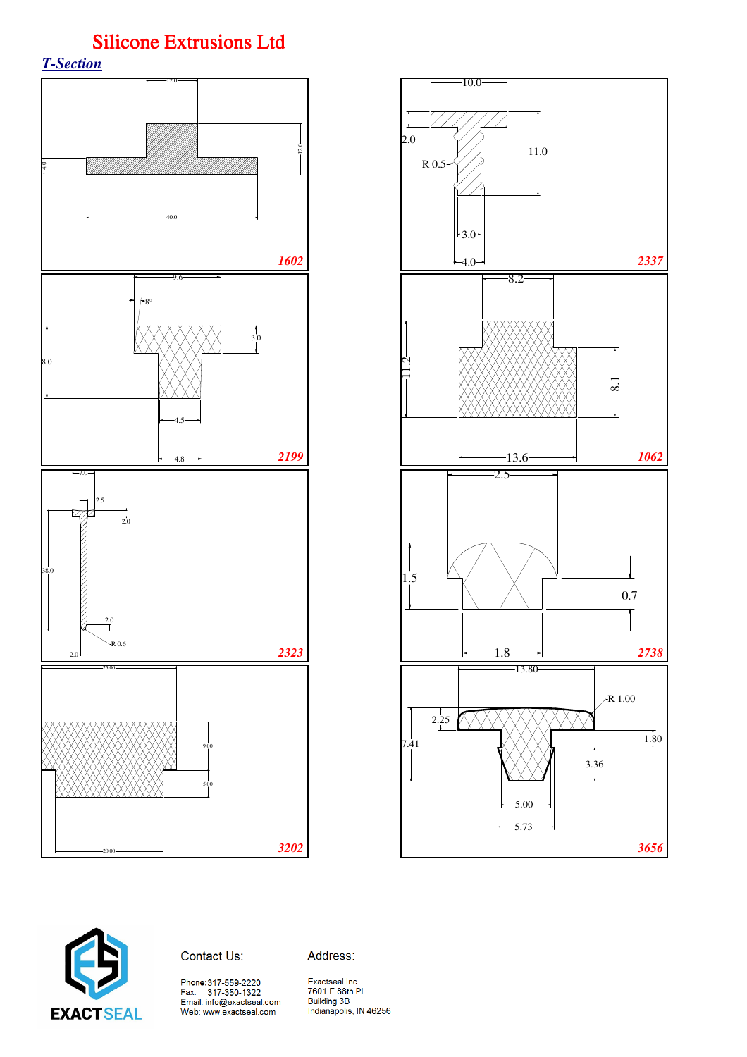# Silicone Extrusions Ltd

## *T-Section*

12.0
12.0
4.0
40.0
**1602**

10.0
2.0
11.0
R 0.5
3.0
4.0
**2337**

9.6
8°
3.0
8.0
4.5
4.8
**2199**

8.2
11.2
8.1
13.6
**1062**

7.0
2.5
2.0
38.0
2.0
R 0.6
2.0
**2323**

2.5
1.5
0.7
1.8
**2738**

25.00
9.00
5.00
20.00
**3202**

13.80
R 1.00
2.25
7.41
1.80
3.36
5.00
5.73
**3656**

EXACTSEAL

Contact Us:

Phone: 317-559-2220
Fax: 317-350-1322
Email: info@exactseal.com
Web: www.exactseal.com

Address:

Exactseal Inc
7601 E 88th Pl.
Building 3B
Indianapolis, IN 46256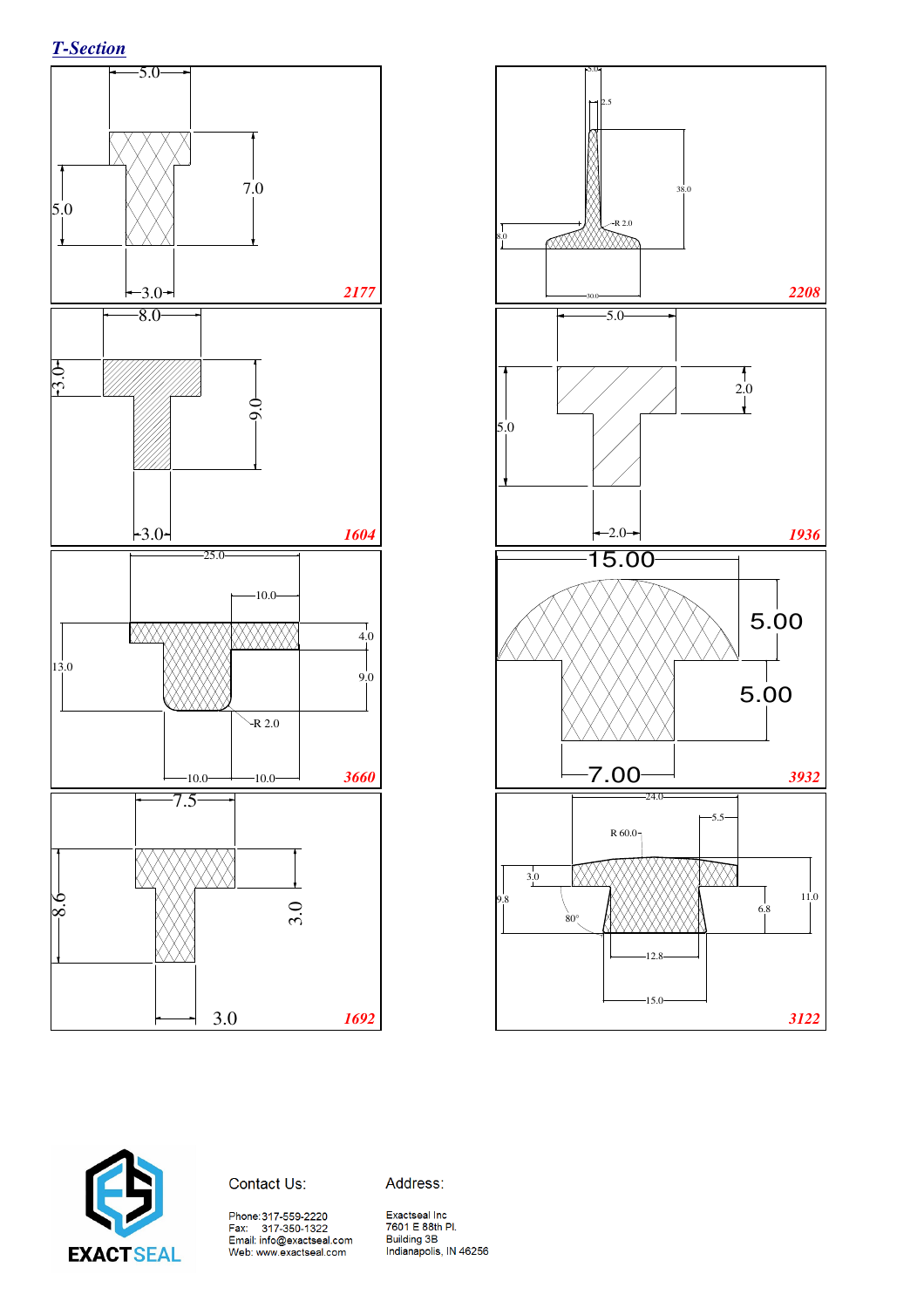## *T-Section*

5.0

5.0

7.0

3.0

2177

5.0

2.5

38.0

R 2.0

8.0

30.0

2208

8.0

3.0

9.0

3.0

1604

5.0

2.0

5.0

2.0

1936

25.0

10.0

4.0

13.0

9.0

R 2.0

10.0

10.0

3660

15.00

5.00

5.00

7.00

3932

7.5

8.6

3.0

3.0

1692

24.0

5.5

R 60.0

3.0

9.8

11.0

6.8

80°

12.8

15.0

3122

EXACTSEAL

Contact Us:

Phone: 317-559-2220
Fax: 317-350-1322
Email: info@exactseal.com
Web: www.exactseal.com

Address:

Exactseal Inc
7601 E 88th Pl.
Building 3B
Indianapolis, IN 46256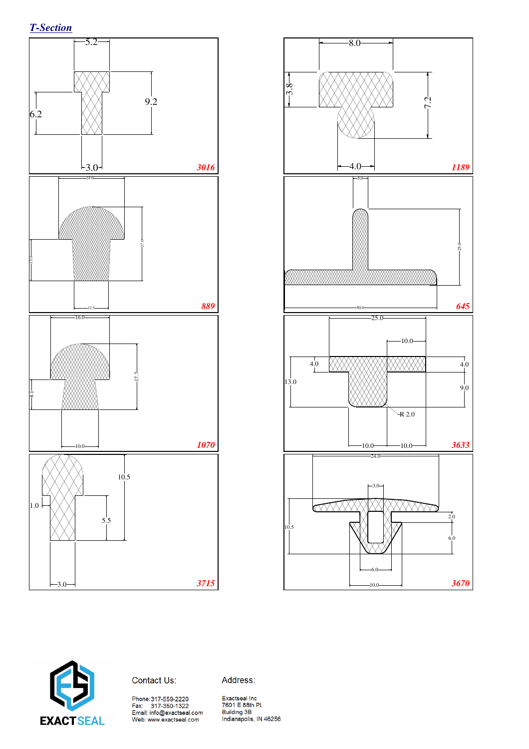## *T-Section*

5.2
6.2
9.2
3.0
**3016**

8.0
3.8
7.2
4.0
**1189**

24.0
15.0
27.0
12.5
**889**

5.0
25.0
50.0
**645**

16.0
8.1
17.7
10.0
**1070**

25.0
10.0
4.0
4.0
13.0
9.0
R 2.0
10.0
10.0
**3633**

1.0
10.5
5.5
3.0
**3715**

24.0
3.0
10.5
2.0
6.0
6.0
10.0
**3670**

EXACTSEAL

Contact Us:

Phone: 317-559-2220
Fax: 317-350-1322
Email: info@exactseal.com
Web: www.exactseal.com

Address:

Exactseal Inc
7601 E 88th Pl.
Building 3B
Indianapolis, IN 46256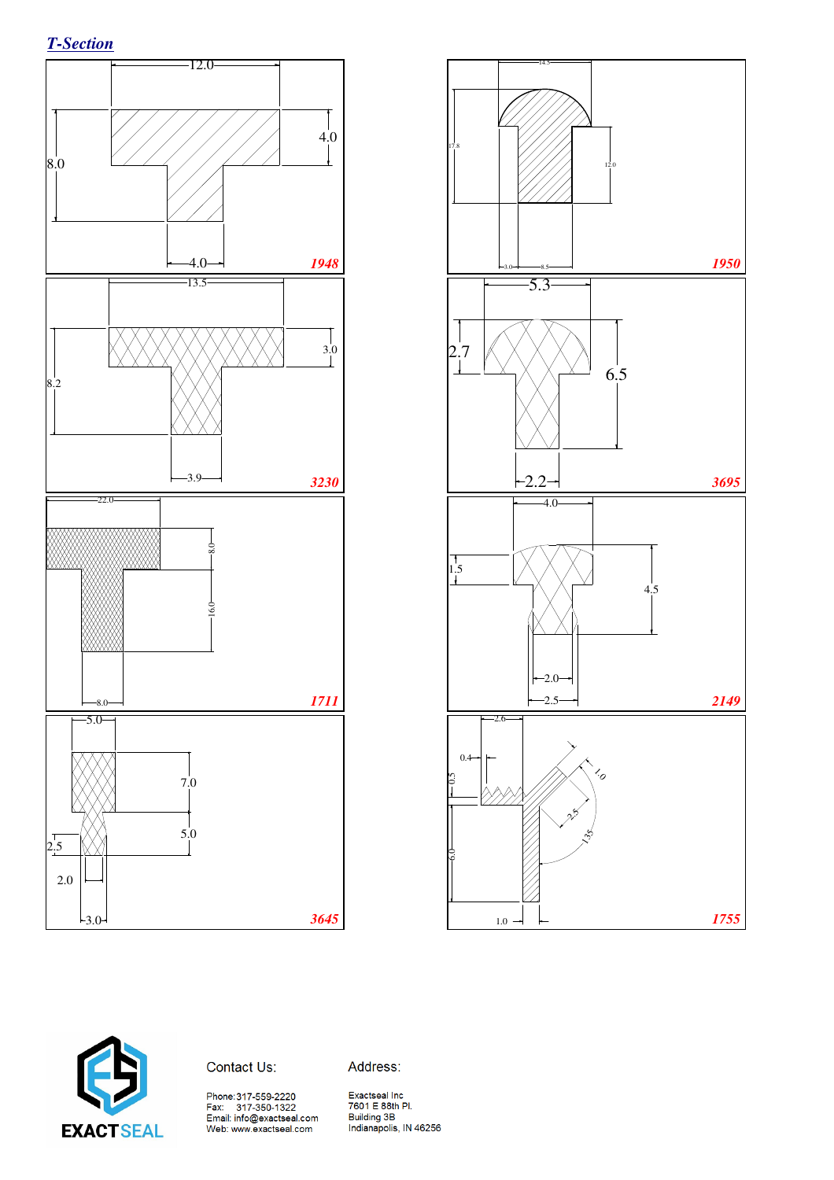## *T-Section*

12.0

4.0

8.0

4.0

**1948**

14.5

17.8

12.0

3.0

8.5

**1950**

13.5

3.0

8.2

3.9

**3230**

5.3

2.7

6.5

2.2

**3695**

22.0

8.0

16.0

8.0

**1711**

4.0

1.5

4.5

2.0

2.5

**2149**

5.0

7.0

2.5

5.0

2.0

3.0

**3645**

2.6

0.4

0.5

1.0

2.5

135

6.0

1.0

**1755**

Contact Us:

Phone: 317-559-2220
Fax: 317-350-1322
Email: info@exactseal.com
Web: www.exactseal.com

Address:

Exactseal Inc
7601 E 88th Pl.
Building 3B
Indianapolis, IN 46256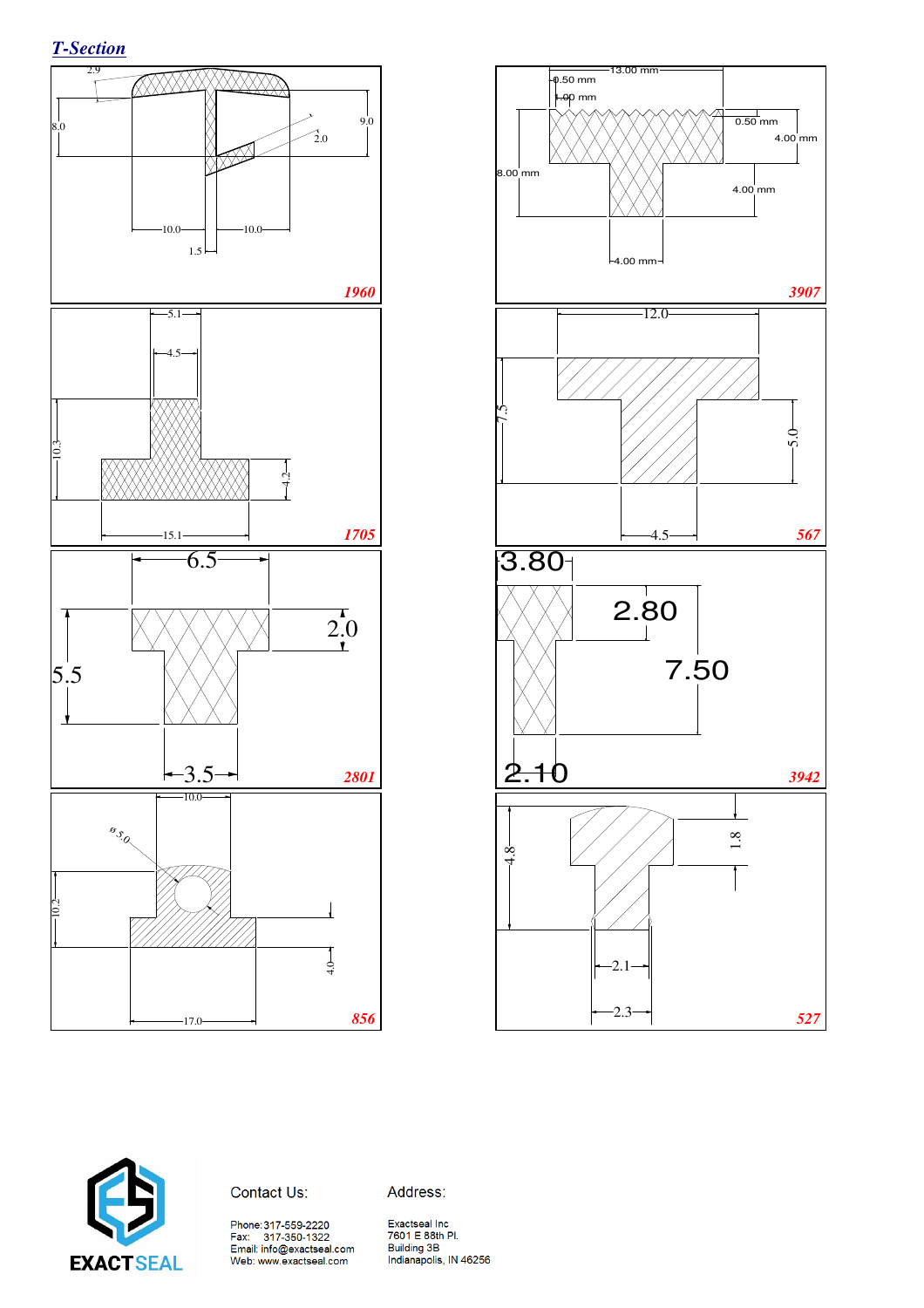## T-Section

2.9

8.0

9.0

2.0

10.0

10.0

1.5

*1960*

0.50 mm

1.00 mm

13.00 mm

0.50 mm

4.00 mm

8.00 mm

4.00 mm

4.00 mm

*3907*

5.1

4.5

10.3

4.2

15.1

*1705*

12.0

7.5

5.0

4.5

*567*

6.5

5.5

2.0

3.5

*2801*

3.80

2.80

7.50

2.10

*3942*

10.0

ø 5.0

10.2

4.0

17.0

*856*

4.8

1.8

2.1

2.3

*527*

EXACTSEAL

Contact Us:

Phone: 317-559-2220
Fax: 317-350-1322
Email: info@exactseal.com
Web: www.exactseal.com

Address:

Exactseal Inc
7601 E 88th Pl.
Building 3B
Indianapolis, IN 46256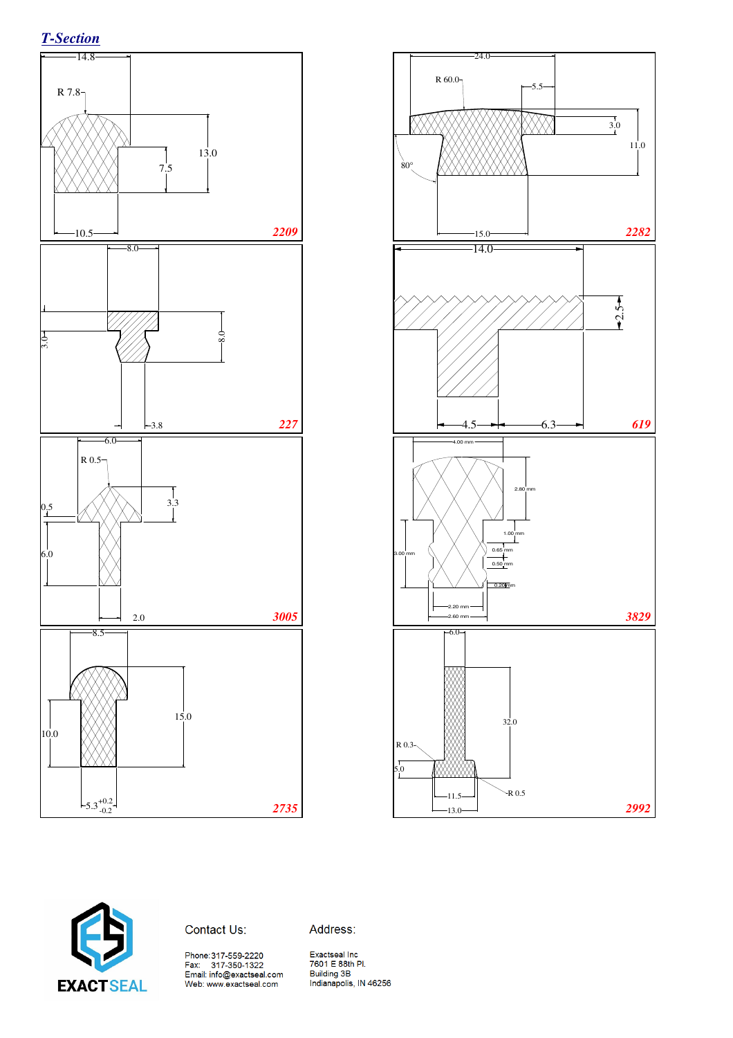## *T-Section*

14.8

R 7.8

13.0

7.5

10.5

**2209**

24.0

R 60.0

5.5

3.0

11.0

80°

15.0

**2282**

8.0

3.0

8.0

3.8

**227**

14.0

2.5

4.5

6.3

**619**

6.0

R 0.5

0.5

3.3

6.0

2.0

**3005**

4.00 mm

2.80 mm

1.00 mm

3.00 mm

0.65 mm

0.50 mm

0.20 mm

2.20 mm

2.60 mm

**3829**

8.5

15.0

10.0

$5.3^{+0.2}_{-0.2}$

**2735**

6.0

32.0

R 0.3

5.0

R 0.5

11.5

13.0

**2992**

EXACTSEAL

Contact Us:

Phone: 317-559-2220
Fax: 317-350-1322
Email: info@exactseal.com
Web: www.exactseal.com

Address:

Exactseal Inc
7601 E 88th Pl.
Building 3B
Indianapolis, IN 46256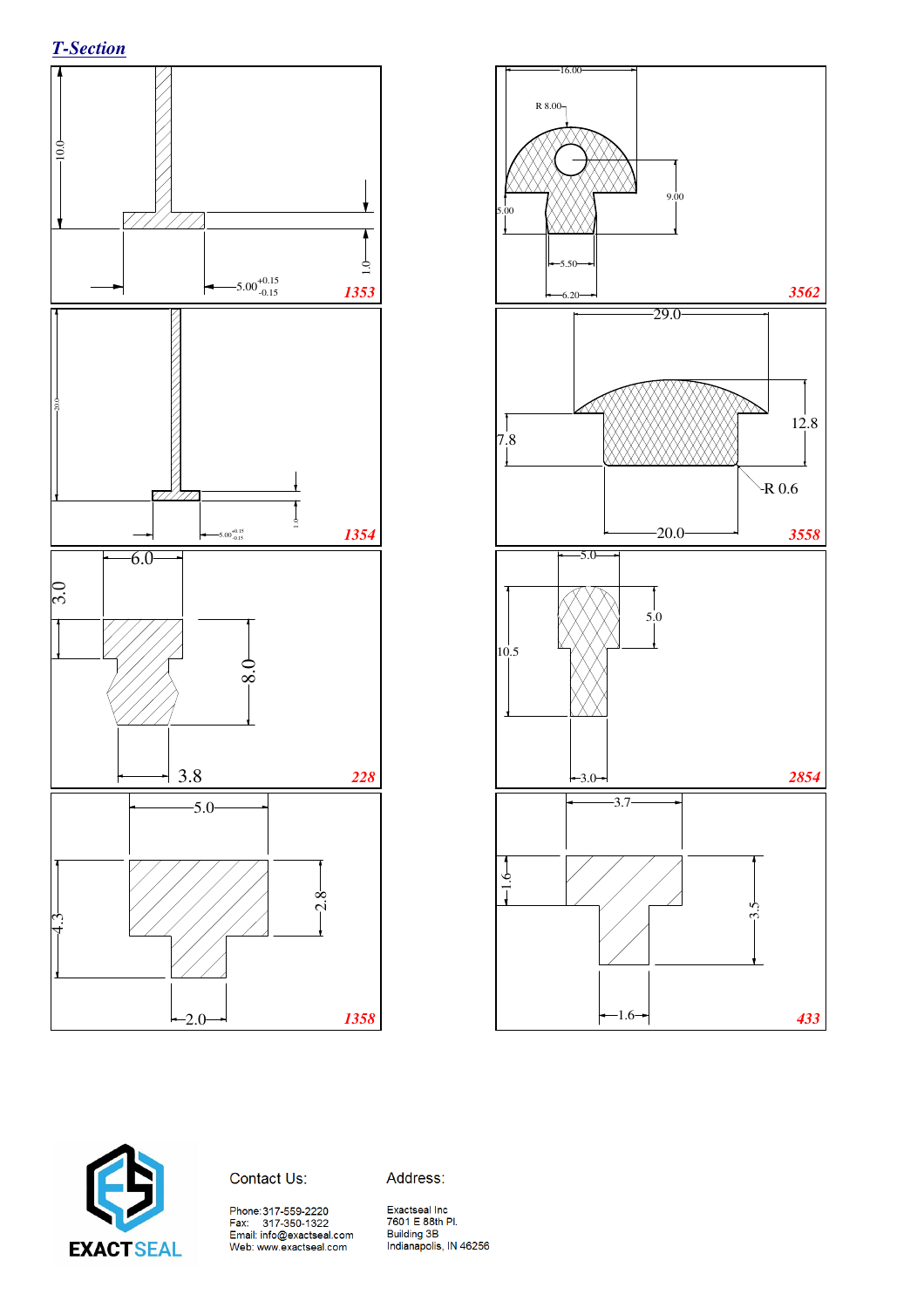## *T-Section*

10.0

1.0

5.00 $^{+0.15}_{-0.15}$

**1353**

16.00

R 8.00

5.00

9.00

5.50

6.20

**3562**

20.0

1.0

5.00 $^{+0.15}_{-0.15}$

**1354**

29.0

7.8

12.8

R 0.6

20.0

**3558**

6.0

3.0

8.0

3.8

**228**

5.0

10.5

5.0

3.0

**2854**

5.0

4.3

2.8

2.0

**1358**

3.7

1.6

3.5

1.6

**433**

EXACTSEAL

Contact Us:

Phone: 317-559-2220
Fax: 317-350-1322
Email: info@exactseal.com
Web: www.exactseal.com

Address:

Exactseal Inc
7601 E 88th Pl.
Building 3B
Indianapolis, IN 46256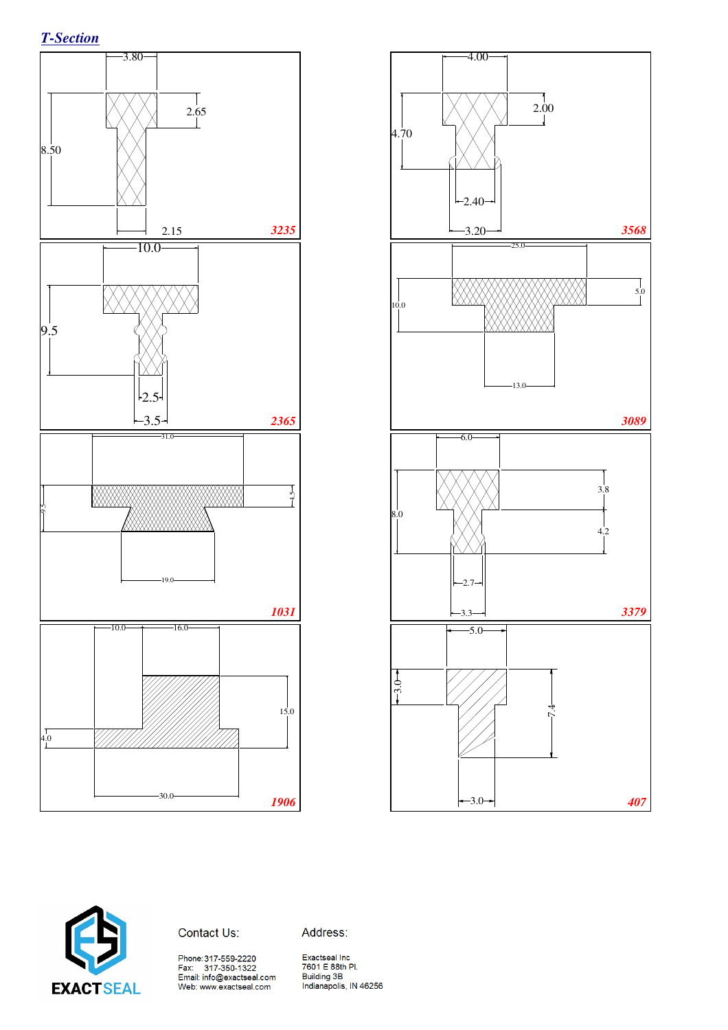## *T-Section*

3.80
2.65
8.50
2.15
**3235**

4.00
2.00
4.70
2.40
3.20
**3568**

10.0
9.5
2.5
3.5
**2365**

25.0
5.0
10.0
13.0
**3089**

31.0
4.5
9.5
19.0
**1031**

6.0
3.8
8.0
4.2
2.7
3.3
**3379**

10.0
16.0
15.0
4.0
30.0
**1906**

5.0
3.0
7.4
3.0
**407**

EXACTSEAL

Contact Us:

Phone: 317-559-2220
Fax: 317-350-1322
Email: info@exactseal.com
Web: www.exactseal.com

Address:

Exactseal Inc
7601 E 88th Pl.
Building 3B
Indianapolis, IN 46256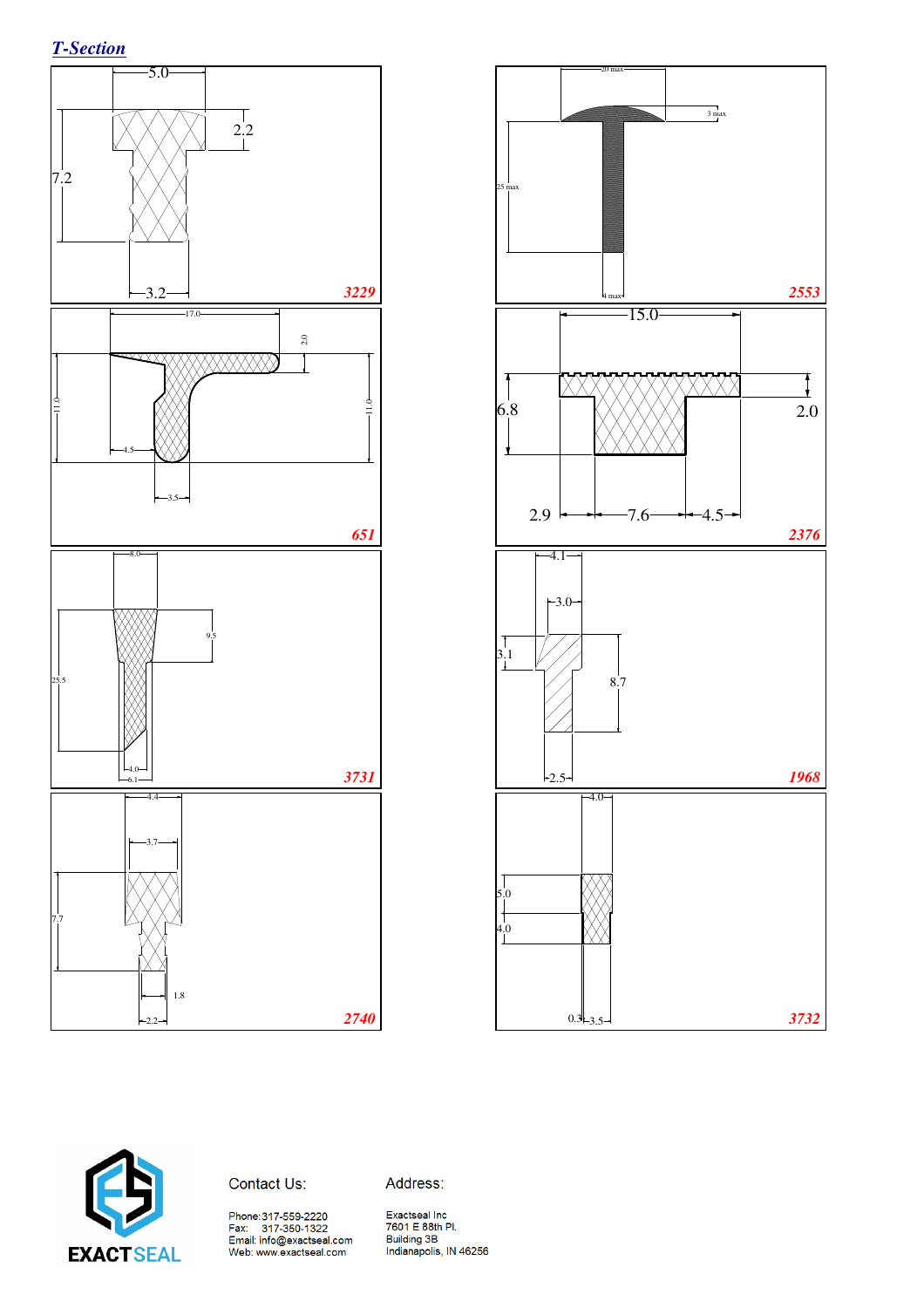## *T-Section*

5.0
2.2
7.2
3.2
**3229**

20 max
3 max
25 max
4 max
**2553**

17.0
2.0
11.0
11.0
4.5
3.5
**651**

15.0
6.8
2.0
2.9
7.6
4.5
**2376**

8.0
9.5
25.5
4.0
6.1
**3731**

4.1
3.0
3.1
8.7
2.5
**1968**

4.4
3.7
7.7
1.8
2.2
**2740**

4.0
5.0
4.0
0.3
3.5
**3732**

EXACTSEAL

Contact Us:

Phone: 317-559-2220
Fax: 317-350-1322
Email: info@exactseal.com
Web: www.exactseal.com

Address:

Exactseal Inc
7601 E 88th Pl.
Building 3B
Indianapolis, IN 46256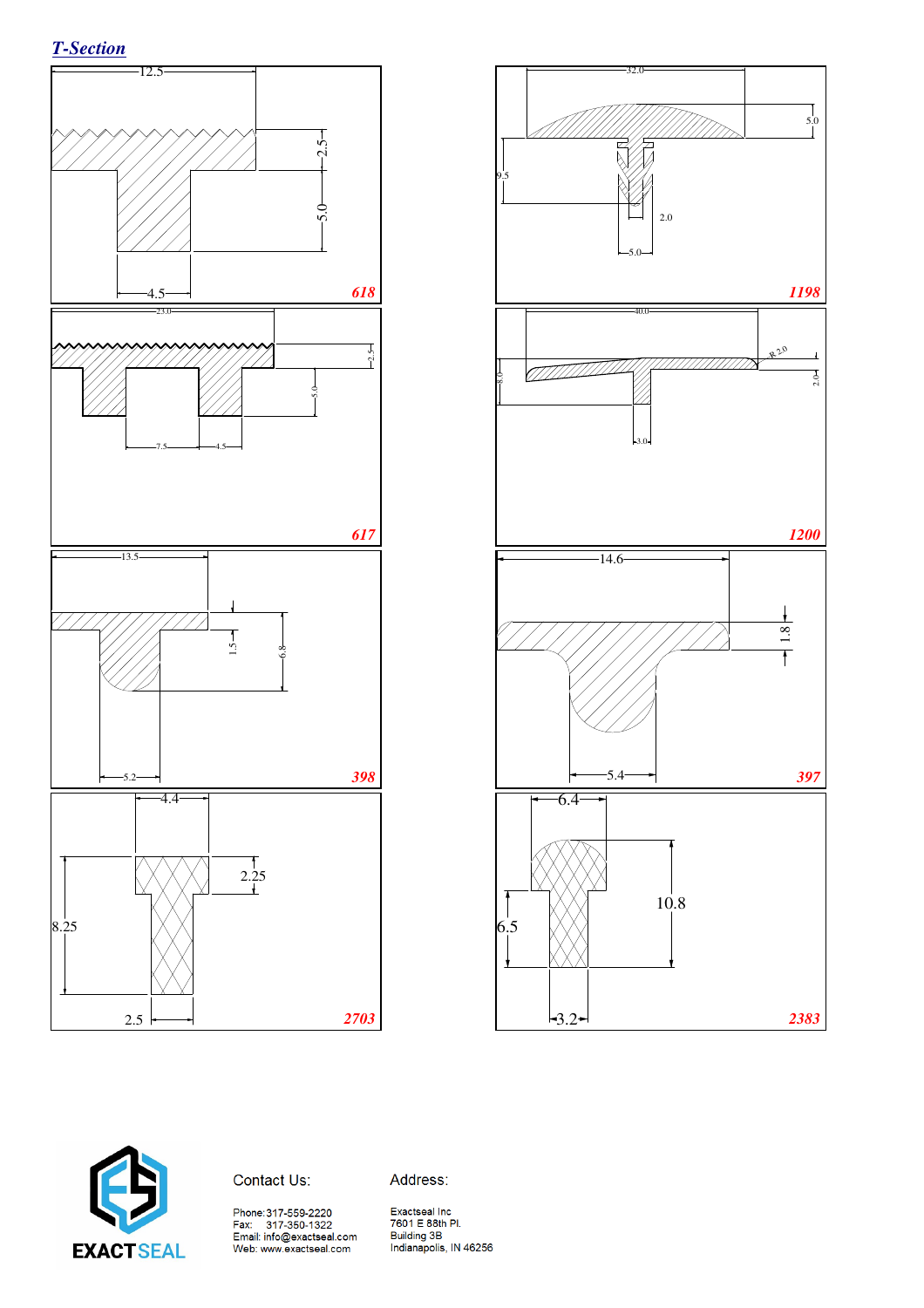## *T-Section*

12.5

2.5

5.0

4.5

**618**

32.0

5.0

9.5

2.0

5.0

**1198**

23.0

2.5

5.0

7.5

4.5

**617**

40.0

R 2.0

8.0

2.0

3.0

**1200**

13.5

1.5

6.8

5.2

**398**

14.6

1.8

5.4

**397**

4.4

2.25

8.25

2.5

**2703**

6.4

10.8

6.5

3.2

**2383**

EXACTSEAL

Contact Us:

Phone: 317-559-2220
Fax: 317-350-1322
Email: info@exactseal.com
Web: www.exactseal.com

Address:

Exactseal Inc
7601 E 88th Pl.
Building 3B
Indianapolis, IN 46256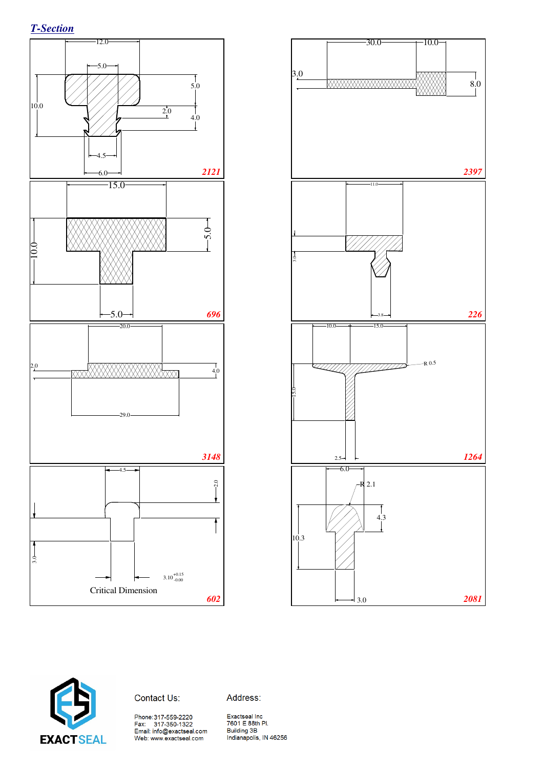## *T-Section*

**2121**

12.0, 5.0, 5.0, 10.0, 2.0, 4.0, 4.5, 6.0

**2397**

30.0, 10.0, 3.0, 8.0

**696**

15.0, 10.0, 5.0, 5.0

**226**

11.0, 3.0, 3.8

**3148**

20.0, 2.0, 4.0, 29.0

**1264**

10.0, 15.0, R 0.5, 15.0, 2.5

**602**

4.5, 2.0, 3.0, $3.10^{+0.15}_{-0.00}$

Critical Dimension

**2081**

6.0, R 2.1, 4.3, 10.3, 3.0

EXACTSEAL

Contact Us:

Phone: 317-559-2220
Fax: 317-350-1322
Email: info@exactseal.com
Web: www.exactseal.com

Address:

Exactseal Inc
7601 E 88th Pl.
Building 3B
Indianapolis, IN 46256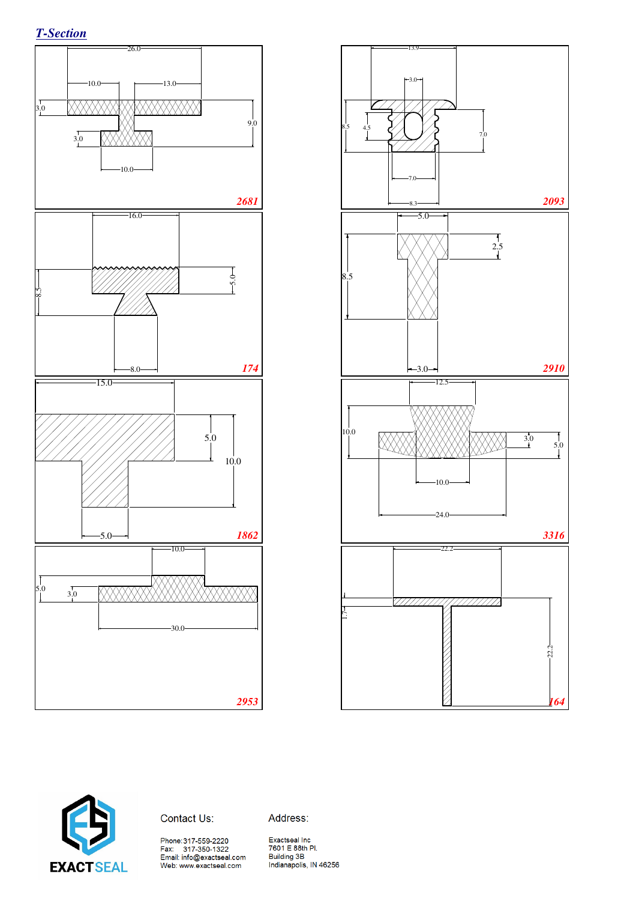## *T-Section*

26.0
10.0
13.0
3.0
9.0
3.0
10.0
**2681**

13.9
3.0
8.5
4.5
7.0
7.0
8.3
**2093**

16.0
8.5
5.0
8.0
**174**

5.0
2.5
8.5
3.0
**2910**

15.0
5.0
10.0
5.0
**1862**

12.5
10.0
3.0
5.0
10.0
24.0
**3316**

10.0
5.0
3.0
30.0
**2953**

22.2
1.7
22.2
**164**

Contact Us:

Phone: 317-559-2220
Fax: 317-350-1322
Email: info@exactseal.com
Web: www.exactseal.com

Address:

Exactseal Inc
7601 E 88th Pl.
Building 3B
Indianapolis, IN 46256

EXACTSEAL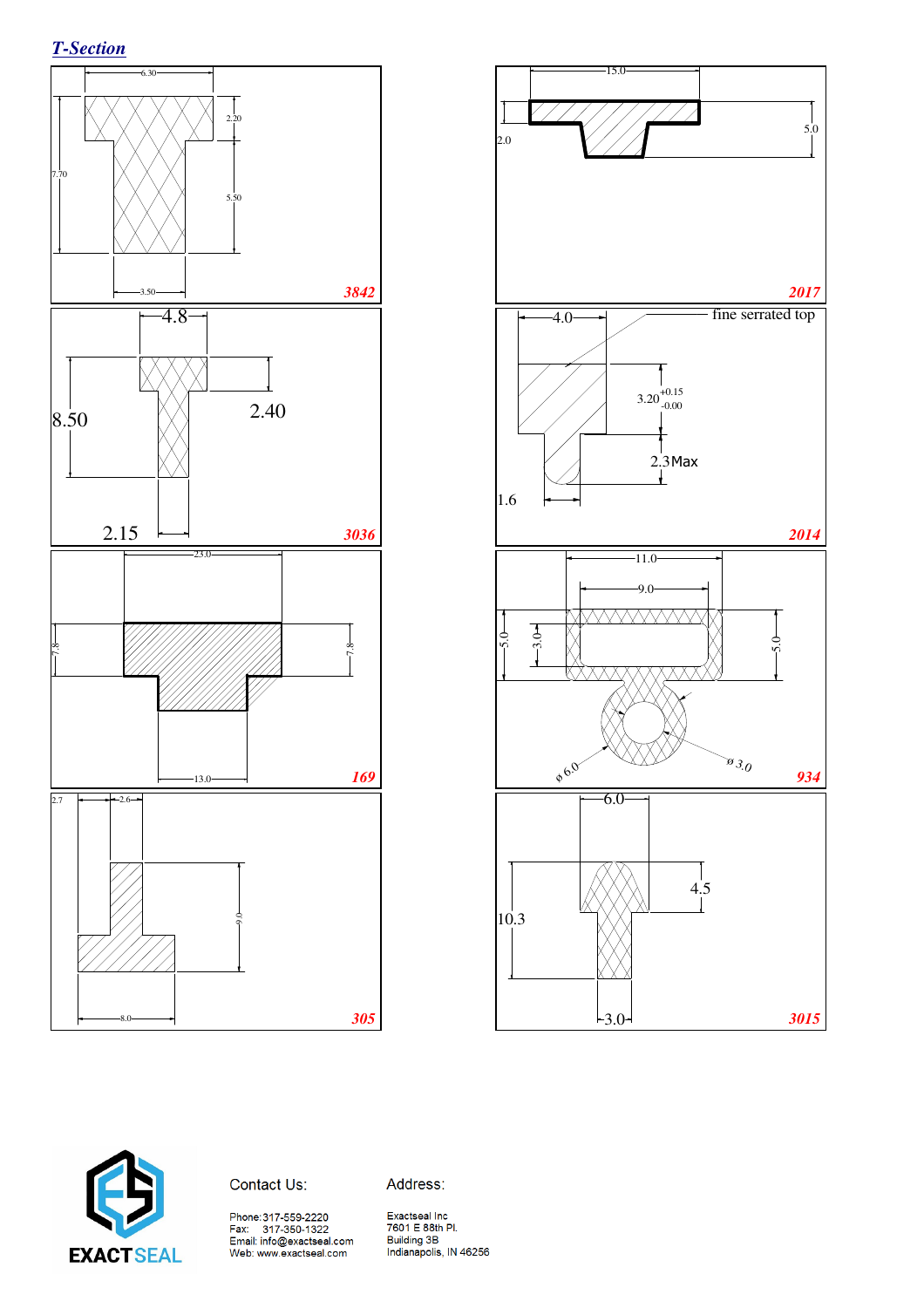## *T-Section*

6.30
2.20
7.70
5.50
3.50
**3842**

15.0
2.0
5.0
**2017**

4.8
8.50
2.40
2.15
**3036**

4.0
fine serrated top
$3.20^{+0.15}_{-0.00}$
2.3Max
1.6
**2014**

23.0
7.8
7.8
13.0
**169**

11.0
9.0
5.0
3.0
5.0
ø 6.0
ø 3.0
**934**

2.7
2.6
9.0
8.0
**305**

6.0
10.3
4.5
3.0
**3015**

EXACTSEAL

Contact Us:

Phone: 317-559-2220
Fax: 317-350-1322
Email: info@exactseal.com
Web: www.exactseal.com

Address:

Exactseal Inc
7601 E 88th Pl.
Building 3B
Indianapolis, IN 46256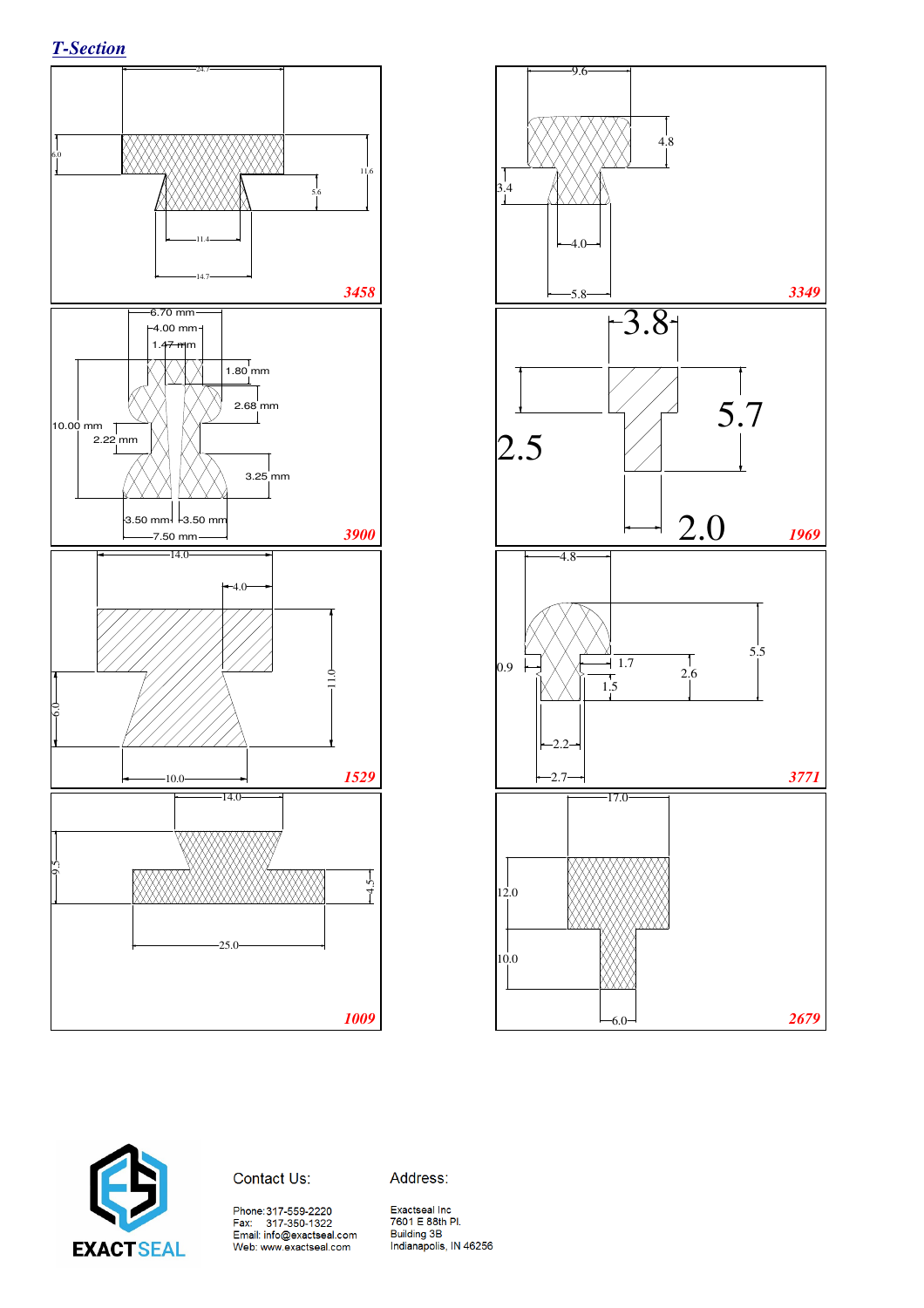## *T-Section*

24.7
6.0
11.6
5.6
11.4
14.7
**3458**

9.6
4.8
3.4
4.0
5.8
**3349**

6.70 mm
4.00 mm
1.47 mm
1.80 mm
2.68 mm
10.00 mm
2.22 mm
3.25 mm
3.50 mm
3.50 mm
7.50 mm
**3900**

3.8
5.7
2.5
2.0
**1969**

14.0
4.0
11.0
6.0
10.0
**1529**

4.8
5.5
0.9
1.7
2.6
1.5
2.2
2.7
**3771**

14.0
9.5
4.5
25.0
**1009**

17.0
12.0
10.0
6.0
**2679**

EXACTSEAL

Contact Us:

Phone: 317-559-2220
Fax: 317-350-1322
Email: info@exactseal.com
Web: www.exactseal.com

Address:

Exactseal Inc
7601 E 88th Pl.
Building 3B
Indianapolis, IN 46256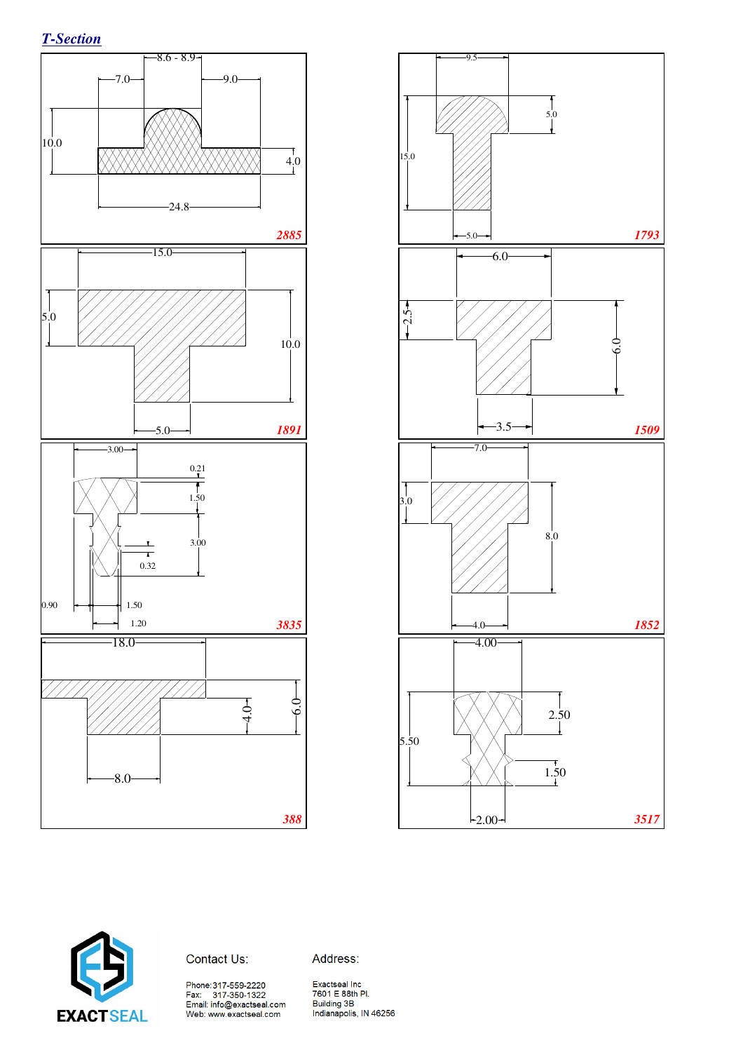## *T-Section*

8.6 - 8.9
7.0
9.0
10.0
4.0
24.8
**2885**

9.5
5.0
15.0
5.0
**1793**

15.0
5.0
10.0
5.0
**1891**

6.0
2.5
6.0
3.5
**1509**

3.00
0.21
1.50
3.00
0.32
0.90
1.50
1.20
**3835**

7.0
3.0
8.0
4.0
**1852**

18.0
4.0
6.0
8.0
**388**

4.00
2.50
5.50
1.50
2.00
**3517**

EXACTSEAL

Contact Us:

Phone: 317-559-2220
Fax: 317-350-1322
Email: info@exactseal.com
Web: www.exactseal.com

Address:

Exactseal Inc
7601 E 88th Pl.
Building 3B
Indianapolis, IN 46256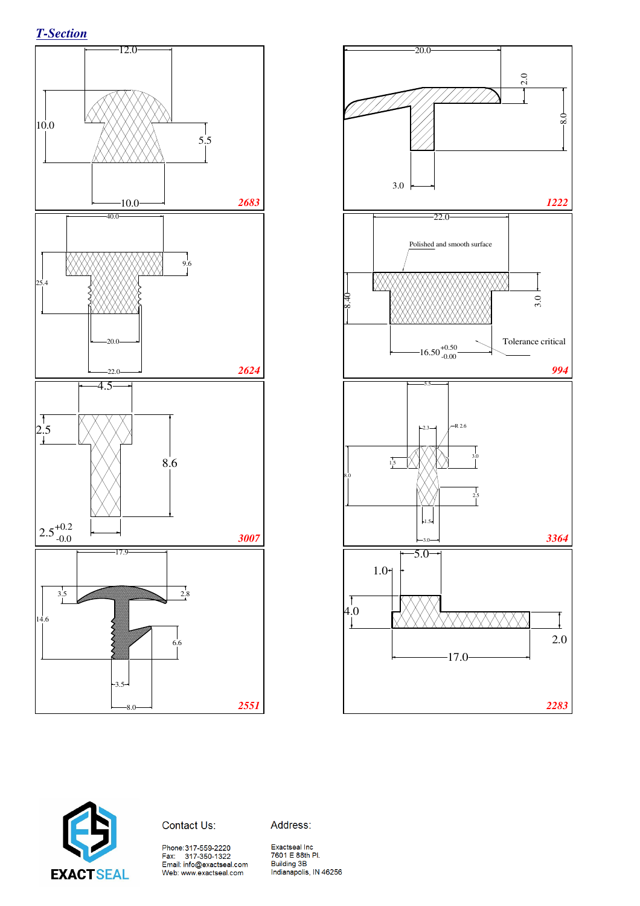## *T-Section*

12.0

10.0

5.5

10.0

**2683**

20.0

2.0

8.0

3.0

**1222**

40.0

9.6

25.4

20.0

22.0

**2624**

22.0

Polished and smooth surface

8.40

3.0

16.50 $^{+0.50}_{-0.00}$

Tolerance critical

**994**

4.5

2.5

8.6

2.5 $^{+0.2}_{-0.0}$

**3007**

5.5

2.3

R 2.6

3.0

1.5

8.0

2.5

1.5

3.0

**3364**

17.9

3.5

2.8

14.6

6.6

3.5

8.0

**2551**

5.0

1.0

4.0

2.0

17.0

**2283**

EXACTSEAL

Contact Us:

Phone: 317-559-2220
Fax: 317-350-1322
Email: info@exactseal.com
Web: www.exactseal.com

Address:

Exactseal Inc
7601 E 88th Pl.
Building 3B
Indianapolis, IN 46256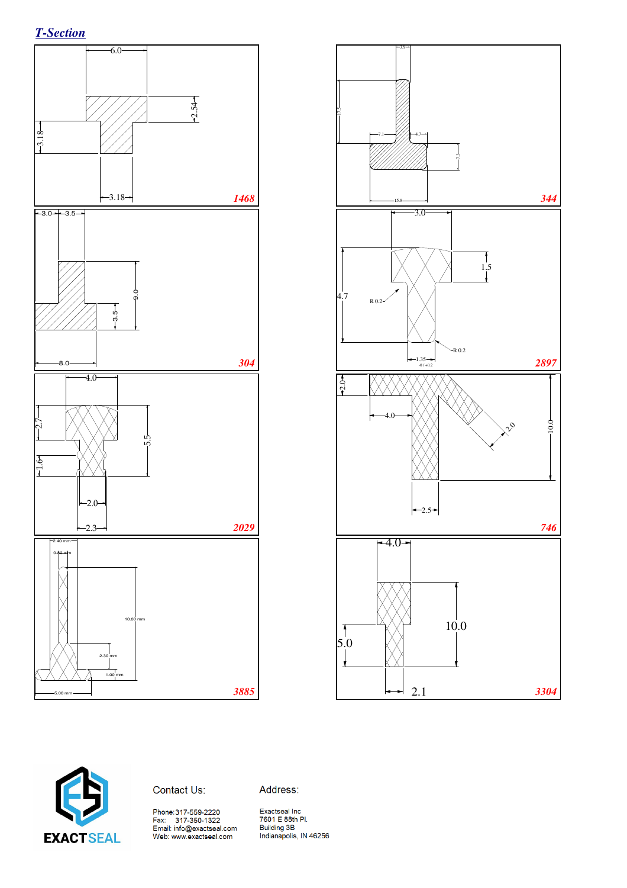## *T-Section*

6.0
2.54
3.18
3.18
**1468**

1.9
17.5
7.1
4.7
7.3
15.8
**344**

3.0
3.5
9.0
3.5
8.0
**304**

3.0
1.5
4.7
R 0.2
R 0.2
1.35
-0 / +0.2
**2897**

4.0
2.7
5.5
1.6
2.0
2.3
**2029**

2.0
4.0
2.0
10.0
2.5
**746**

2.40 mm
0.80 mm
10.00 mm
2.30 mm
1.00 mm
5.00 mm
**3885**

4.0
10.0
5.0
2.1
**3304**

EXACTSEAL

Contact Us:

Phone: 317-559-2220
Fax: 317-350-1322
Email: info@exactseal.com
Web: www.exactseal.com

Address:

Exactseal Inc
7601 E 88th Pl.
Building 3B
Indianapolis, IN 46256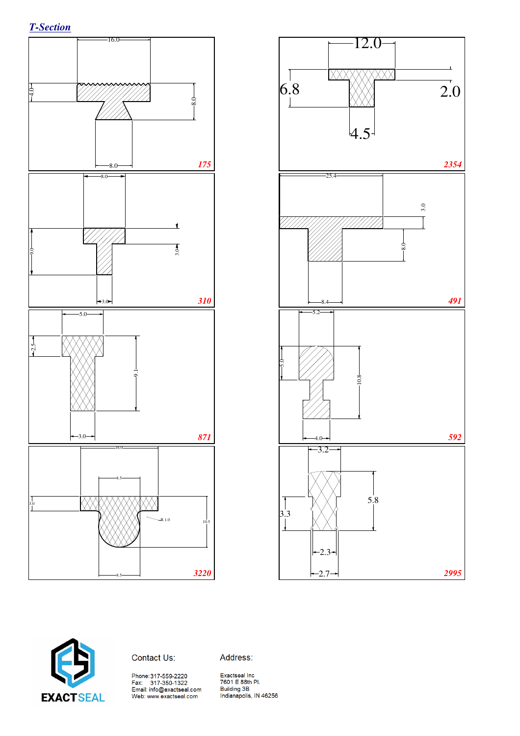## *T-Section*

16.0
4.0
8.0
8.0
175

12.0
6.8
2.0
4.5
2354

8.0
9.0
3.0
3.0
310

25.4
3.0
8.0
8.4
491

5.0
2.5
9.1
3.0
871

5.2
5.0
10.8
4.0
592

16.0
8.5
3.0
R 1.0
10.5
8.5
3220

3.2
5.8
3.3
2.3
2.7
2995

EXACT SEAL

Contact Us:

Phone: 317-559-2220
Fax: 317-350-1322
Email: info@exactseal.com
Web: www.exactseal.com

Address:

Exactseal Inc
7601 E 88th Pl.
Building 3B
Indianapolis, IN 46256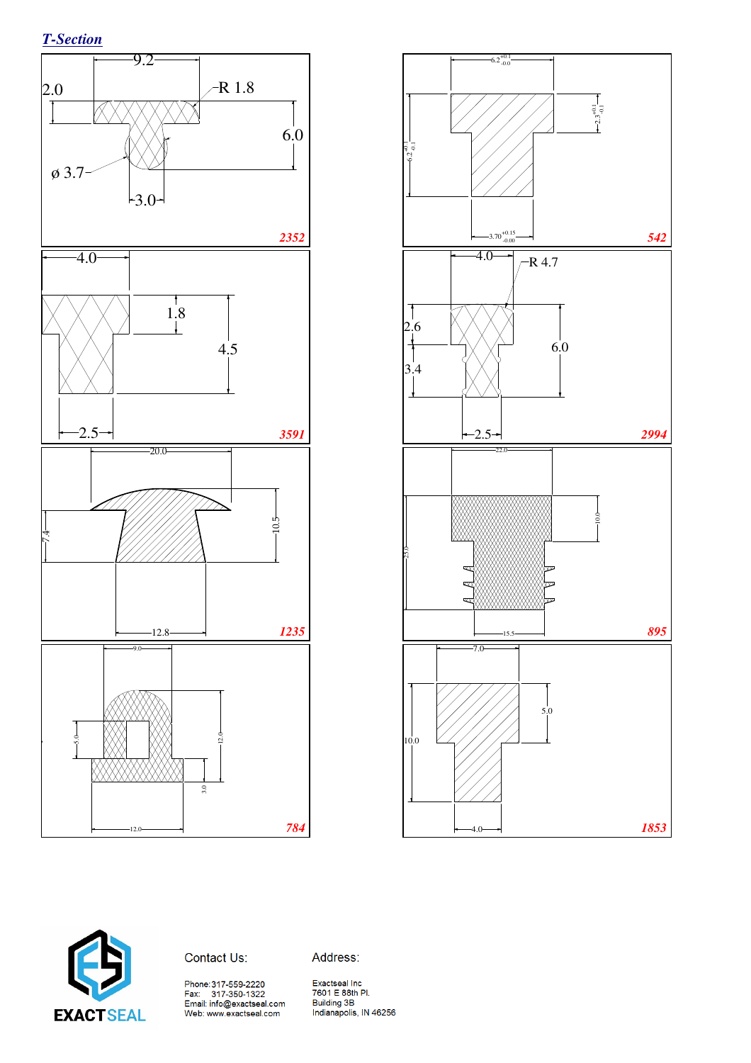## *T-Section*

9.2
2.0
R 1.8
6.0
ø 3.7
3.0
**2352**

$6.2^{+0.1}_{-0.0}$
$2.3^{+0.1}_{-0.1}$
$6.2^{+0.1}_{-0.1}$
$3.70^{+0.15}_{-0.00}$
**542**

4.0
1.8
4.5
2.5
**3591**

4.0
R 4.7
2.6
6.0
3.4
2.5
**2994**

20.0
7.4
10.5
12.8
**1235**

22.0
10.0
25.0
15.5
**895**

9.0
5.0
12.0
3.0
12.0
**784**

7.0
5.0
10.0
4.0
**1853**

EXACTSEAL

Contact Us:

Phone: 317-559-2220
Fax: 317-350-1322
Email: info@exactseal.com
Web: www.exactseal.com

Address:

Exactseal Inc
7601 E 88th Pl.
Building 3B
Indianapolis, IN 46256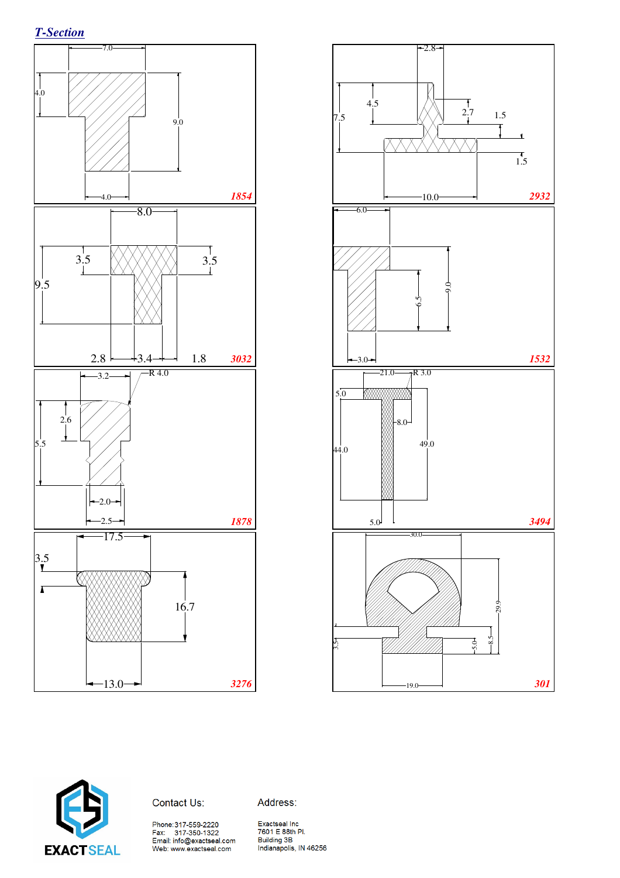## *T-Section*

7.0
4.0
9.0
4.0
**1854**

2.8
4.5
7.5
2.7
1.5
1.5
10.0
**2932**

8.0
3.5
3.5
9.5
2.8
3.4
1.8
**3032**

6.0
9.0
6.5
3.0
**1532**

3.2
R 4.0
2.6
5.5
2.0
2.5
**1878**

21.0
R 3.0
5.0
8.0
44.0
49.0
5.0
**3494**

17.5
3.5
16.7
13.0
**3276**

30.0
29.9
3.5
5.0
8.5
19.0
**301**

Contact Us:

Phone: 317-559-2220
Fax: 317-350-1322
Email: info@exactseal.com
Web: www.exactseal.com

Address:

Exactseal Inc
7601 E 88th Pl.
Building 3B
Indianapolis, IN 46256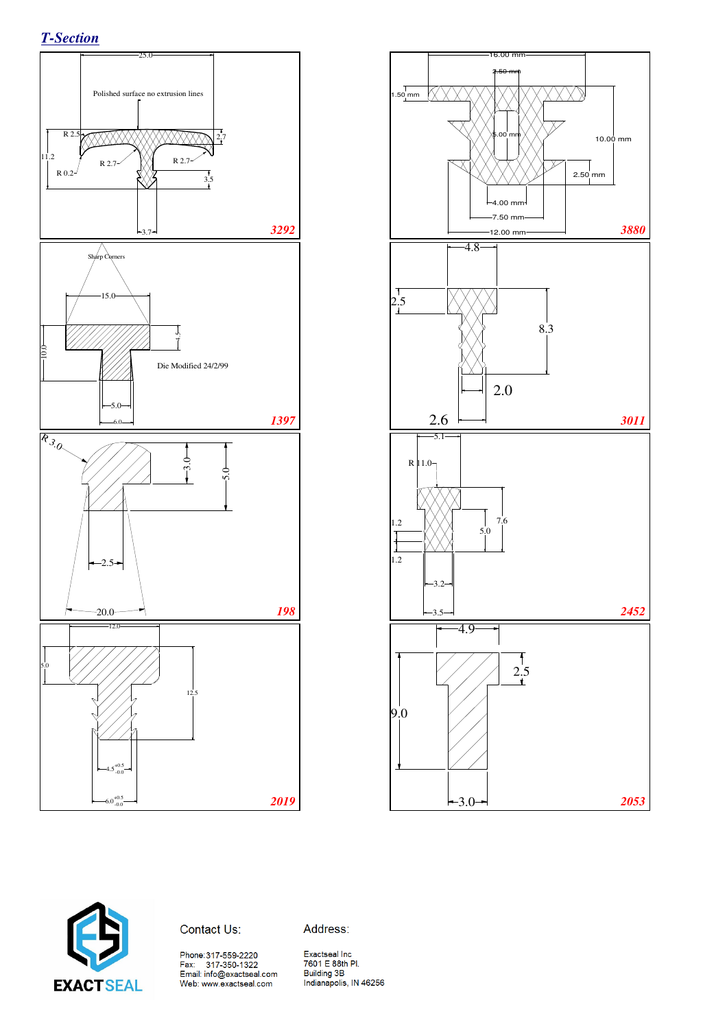## *T-Section*

25.0

Polished surface no extrusion lines

R 2.5

2.7

11.2

R 2.7

R 2.7

R 0.2

3.5

3.7

**3292**

16.00 mm

2.50 mm

1.50 mm

5.00 mm

10.00 mm

2.50 mm

4.00 mm

7.50 mm

12.00 mm

**3880**

Sharp Corners

15.0

4.5

10.0

Die Modified 24/2/99

5.0

6.0

**1397**

4.8

2.5

8.3

2.0

2.6

**3011**

R 3.0

3.0

5.0

2.5

20.0

**198**

5.1

R 11.0

1.2

7.6

5.0

1.2

3.2

3.5

**2452**

12.0

5.0

12.5

$4.5^{+0.5}_{-0.0}$

$6.0^{+0.5}_{-0.0}$

**2019**

4.9

2.5

9.0

3.0

**2053**

EXACTSEAL

Contact Us:

Phone: 317-559-2220
Fax: 317-350-1322
Email: info@exactseal.com
Web: www.exactseal.com

Address:

Exactseal Inc
7601 E 88th Pl.
Building 3B
Indianapolis, IN 46256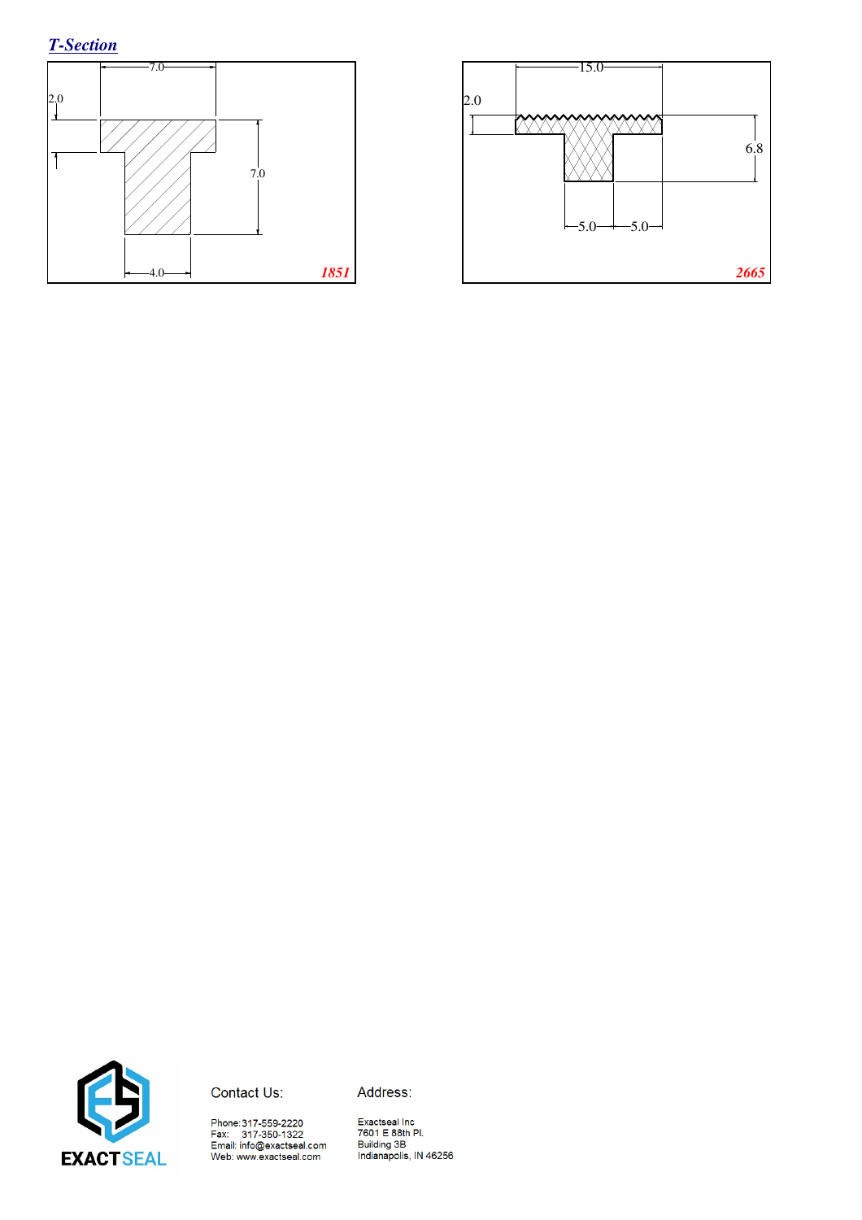## *T-Section*

7.0
2.0
7.0
4.0
1851

15.0
2.0
6.8
5.0
5.0
2665

Contact Us:

Phone: 317-559-2220
Fax: 317-350-1322
Email: info@exactseal.com
Web: www.exactseal.com

Address:

Exactseal Inc
7601 E 88th Pl.
Building 3B
Indianapolis, IN 46256

EXACTSEAL